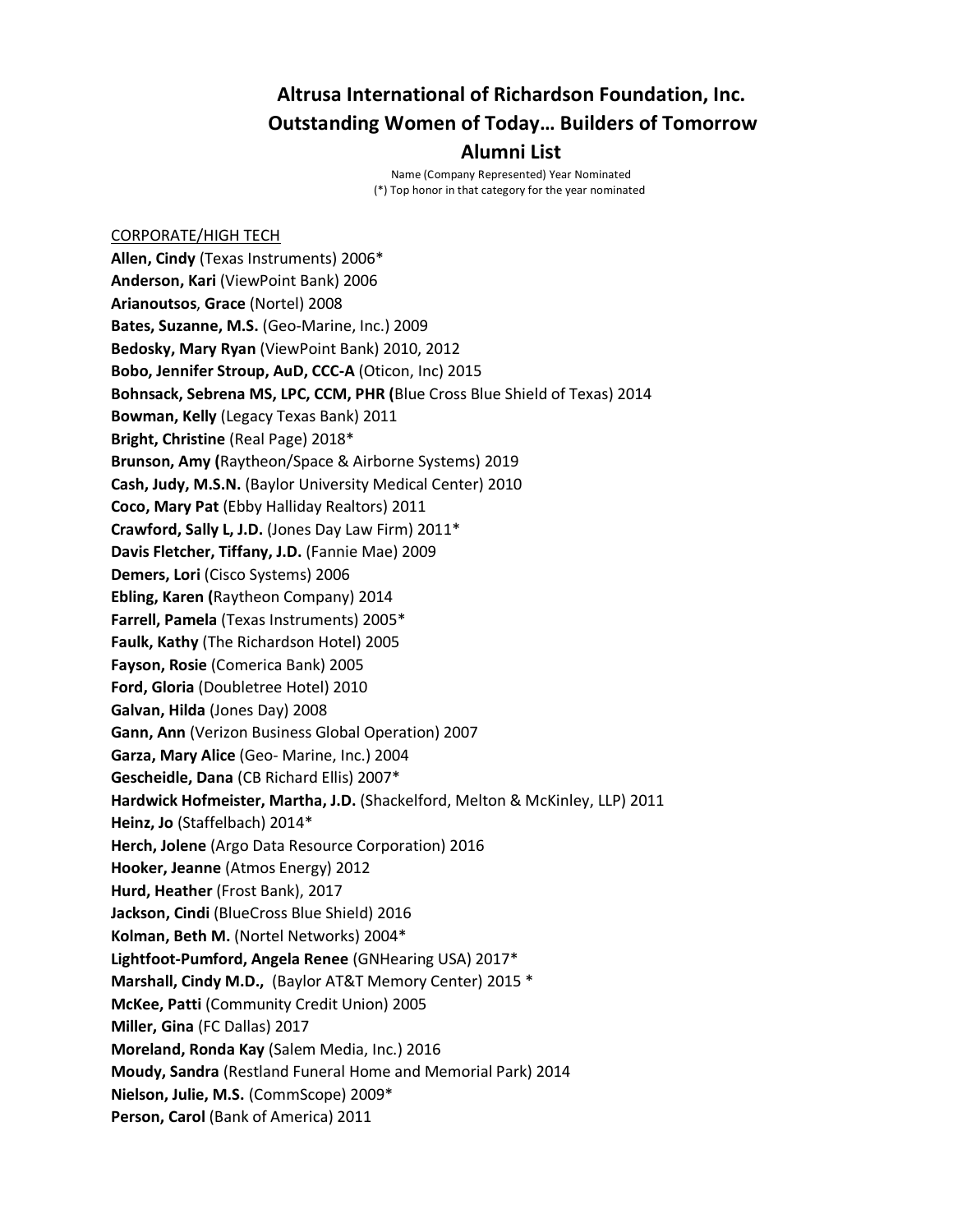# Altrusa International of Richardson Foundation, Inc.
# Outstanding Women of Today… Builders of Tomorrow
# Alumni List

Name (Company Represented) Year Nominated
(*) Top honor in that category for the year nominated

CORPORATE/HIGH TECH

**Allen, Cindy** (Texas Instruments) 2006*
**Anderson, Kari** (ViewPoint Bank) 2006
**Arianoutsos**, **Grace** (Nortel) 2008
**Bates, Suzanne, M.S.** (Geo-Marine, Inc.) 2009
**Bedosky, Mary Ryan** (ViewPoint Bank) 2010, 2012
**Bobo, Jennifer Stroup, AuD, CCC-A** (Oticon, Inc) 2015
**Bohnsack, Sebrena MS, LPC, CCM, PHR (**Blue Cross Blue Shield of Texas) 2014
**Bowman, Kelly** (Legacy Texas Bank) 2011
**Bright, Christine** (Real Page) 2018*
**Brunson, Amy (**Raytheon/Space & Airborne Systems) 2019
**Cash, Judy, M.S.N.** (Baylor University Medical Center) 2010
**Coco, Mary Pat** (Ebby Halliday Realtors) 2011
**Crawford, Sally L, J.D.** (Jones Day Law Firm) 2011*
**Davis Fletcher, Tiffany, J.D.** (Fannie Mae) 2009
**Demers, Lori** (Cisco Systems) 2006
**Ebling, Karen (**Raytheon Company) 2014
**Farrell, Pamela** (Texas Instruments) 2005*
**Faulk, Kathy** (The Richardson Hotel) 2005
**Fayson, Rosie** (Comerica Bank) 2005
**Ford, Gloria** (Doubletree Hotel) 2010
**Galvan, Hilda** (Jones Day) 2008
**Gann, Ann** (Verizon Business Global Operation) 2007
**Garza, Mary Alice** (Geo- Marine, Inc.) 2004
**Gescheidle, Dana** (CB Richard Ellis) 2007*
**Hardwick Hofmeister, Martha, J.D.** (Shackelford, Melton & McKinley, LLP) 2011
**Heinz, Jo** (Staffelbach) 2014*
**Herch, Jolene** (Argo Data Resource Corporation) 2016
**Hooker, Jeanne** (Atmos Energy) 2012
**Hurd, Heather** (Frost Bank), 2017
**Jackson, Cindi** (BlueCross Blue Shield) 2016
**Kolman, Beth M.** (Nortel Networks) 2004*
**Lightfoot-Pumford, Angela Renee** (GNHearing USA) 2017*
**Marshall, Cindy M.D.,** (Baylor AT&T Memory Center) 2015 *
**McKee, Patti** (Community Credit Union) 2005
**Miller, Gina** (FC Dallas) 2017
**Moreland, Ronda Kay** (Salem Media, Inc.) 2016
**Moudy, Sandra** (Restland Funeral Home and Memorial Park) 2014
**Nielson, Julie, M.S.** (CommScope) 2009*
**Person, Carol** (Bank of America) 2011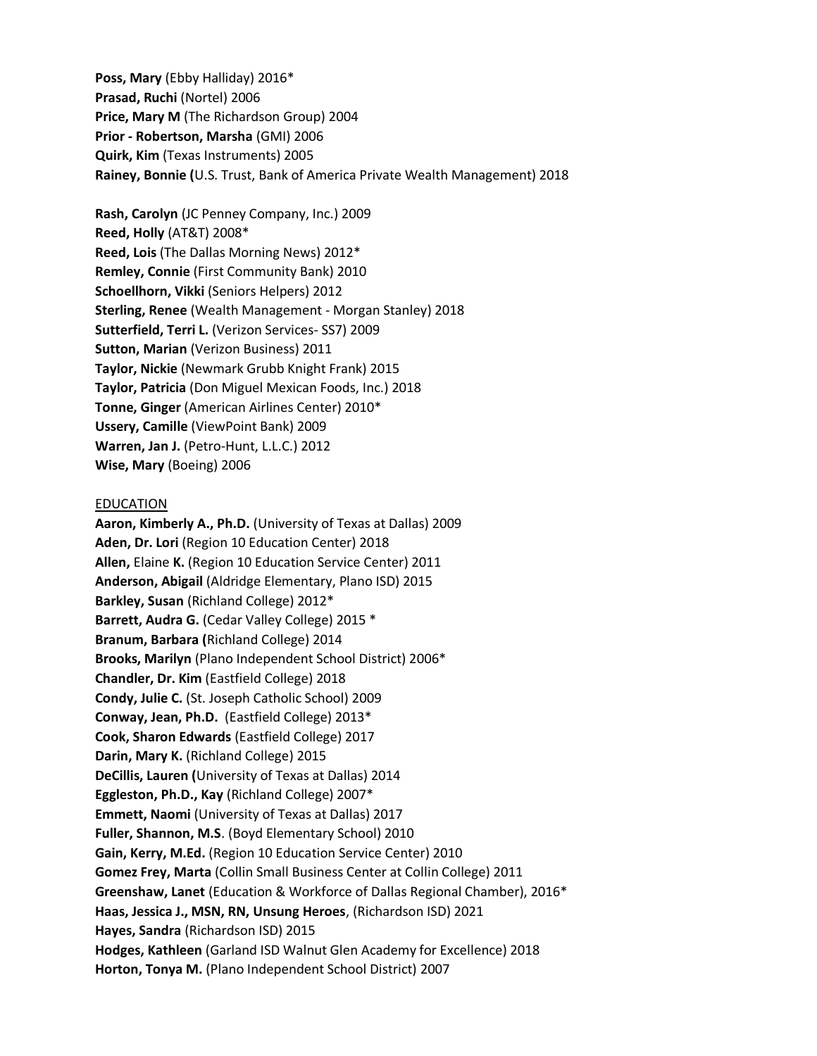**Poss, Mary** (Ebby Halliday) 2016*
**Prasad, Ruchi** (Nortel) 2006
**Price, Mary M** (The Richardson Group) 2004
**Prior - Robertson, Marsha** (GMI) 2006
**Quirk, Kim** (Texas Instruments) 2005
**Rainey, Bonnie (**U.S. Trust, Bank of America Private Wealth Management) 2018

**Rash, Carolyn** (JC Penney Company, Inc.) 2009
**Reed, Holly** (AT&T) 2008*
**Reed, Lois** (The Dallas Morning News) 2012*
**Remley, Connie** (First Community Bank) 2010
**Schoellhorn, Vikki** (Seniors Helpers) 2012
**Sterling, Renee** (Wealth Management - Morgan Stanley) 2018
**Sutterfield, Terri L.** (Verizon Services- SS7) 2009
**Sutton, Marian** (Verizon Business) 2011
**Taylor, Nickie** (Newmark Grubb Knight Frank) 2015
**Taylor, Patricia** (Don Miguel Mexican Foods, Inc.) 2018
**Tonne, Ginger** (American Airlines Center) 2010*
**Ussery, Camille** (ViewPoint Bank) 2009
**Warren, Jan J.** (Petro-Hunt, L.L.C.) 2012
**Wise, Mary** (Boeing) 2006

EDUCATION

**Aaron, Kimberly A., Ph.D.** (University of Texas at Dallas) 2009
**Aden, Dr. Lori** (Region 10 Education Center) 2018
**Allen,** Elaine **K.** (Region 10 Education Service Center) 2011
**Anderson, Abigail** (Aldridge Elementary, Plano ISD) 2015
**Barkley, Susan** (Richland College) 2012*
**Barrett, Audra G.** (Cedar Valley College) 2015 *
**Branum, Barbara (**Richland College) 2014
**Brooks, Marilyn** (Plano Independent School District) 2006*
**Chandler, Dr. Kim** (Eastfield College) 2018
**Condy, Julie C.** (St. Joseph Catholic School) 2009
**Conway, Jean, Ph.D.** (Eastfield College) 2013*
**Cook, Sharon Edwards** (Eastfield College) 2017
**Darin, Mary K.** (Richland College) 2015
**DeCillis, Lauren (**University of Texas at Dallas) 2014
**Eggleston, Ph.D., Kay** (Richland College) 2007*
**Emmett, Naomi** (University of Texas at Dallas) 2017
**Fuller, Shannon, M.S**. (Boyd Elementary School) 2010
**Gain, Kerry, M.Ed.** (Region 10 Education Service Center) 2010
**Gomez Frey, Marta** (Collin Small Business Center at Collin College) 2011
**Greenshaw, Lanet** (Education & Workforce of Dallas Regional Chamber), 2016*
**Haas, Jessica J., MSN, RN, Unsung Heroes**, (Richardson ISD) 2021
**Hayes, Sandra** (Richardson ISD) 2015
**Hodges, Kathleen** (Garland ISD Walnut Glen Academy for Excellence) 2018
**Horton, Tonya M.** (Plano Independent School District) 2007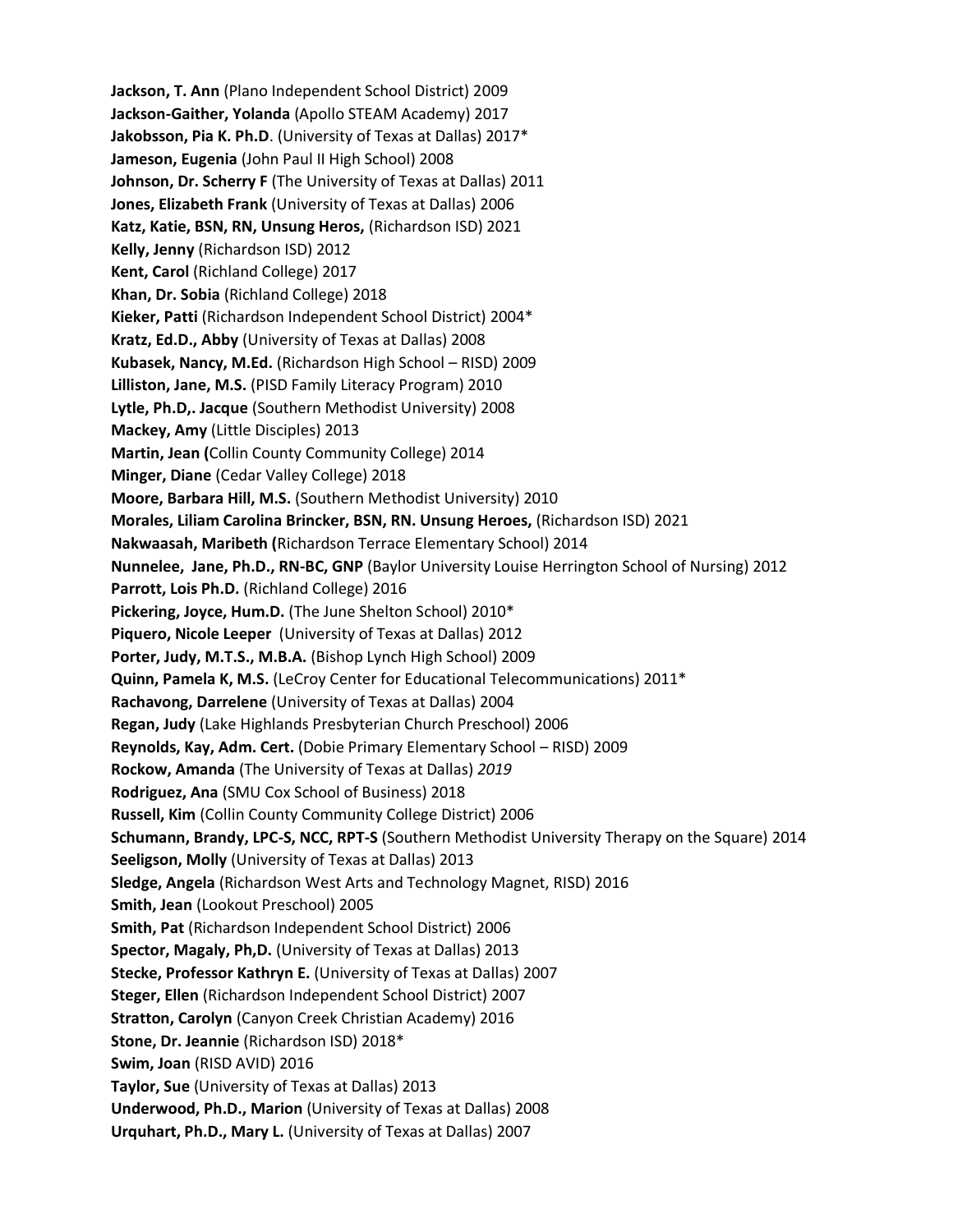**Jackson, T. Ann** (Plano Independent School District) 2009
**Jackson-Gaither, Yolanda** (Apollo STEAM Academy) 2017
**Jakobsson, Pia K. Ph.D**. (University of Texas at Dallas) 2017*
**Jameson, Eugenia** (John Paul II High School) 2008
**Johnson, Dr. Scherry F** (The University of Texas at Dallas) 2011
**Jones, Elizabeth Frank** (University of Texas at Dallas) 2006
**Katz, Katie, BSN, RN, Unsung Heros,** (Richardson ISD) 2021
**Kelly, Jenny** (Richardson ISD) 2012
**Kent, Carol** (Richland College) 2017
**Khan, Dr. Sobia** (Richland College) 2018
**Kieker, Patti** (Richardson Independent School District) 2004*
**Kratz, Ed.D., Abby** (University of Texas at Dallas) 2008
**Kubasek, Nancy, M.Ed.** (Richardson High School – RISD) 2009
**Lilliston, Jane, M.S.** (PISD Family Literacy Program) 2010
**Lytle, Ph.D,. Jacque** (Southern Methodist University) 2008
**Mackey, Amy** (Little Disciples) 2013
**Martin, Jean (**Collin County Community College) 2014
**Minger, Diane** (Cedar Valley College) 2018
**Moore, Barbara Hill, M.S.** (Southern Methodist University) 2010
**Morales, Liliam Carolina Brincker, BSN, RN. Unsung Heroes,** (Richardson ISD) 2021
**Nakwaasah, Maribeth (**Richardson Terrace Elementary School) 2014
**Nunnelee, Jane, Ph.D., RN-BC, GNP** (Baylor University Louise Herrington School of Nursing) 2012
**Parrott, Lois Ph.D.** (Richland College) 2016
**Pickering, Joyce, Hum.D.** (The June Shelton School) 2010*
**Piquero, Nicole Leeper** (University of Texas at Dallas) 2012
**Porter, Judy, M.T.S., M.B.A.** (Bishop Lynch High School) 2009
**Quinn, Pamela K, M.S.** (LeCroy Center for Educational Telecommunications) 2011*
**Rachavong, Darrelene** (University of Texas at Dallas) 2004
**Regan, Judy** (Lake Highlands Presbyterian Church Preschool) 2006
**Reynolds, Kay, Adm. Cert.** (Dobie Primary Elementary School – RISD) 2009
**Rockow, Amanda** (The University of Texas at Dallas) *2019*
**Rodriguez, Ana** (SMU Cox School of Business) 2018
**Russell, Kim** (Collin County Community College District) 2006
**Schumann, Brandy, LPC-S, NCC, RPT-S** (Southern Methodist University Therapy on the Square) 2014
**Seeligson, Molly** (University of Texas at Dallas) 2013
**Sledge, Angela** (Richardson West Arts and Technology Magnet, RISD) 2016
**Smith, Jean** (Lookout Preschool) 2005
**Smith, Pat** (Richardson Independent School District) 2006
**Spector, Magaly, Ph,D.** (University of Texas at Dallas) 2013
**Stecke, Professor Kathryn E.** (University of Texas at Dallas) 2007
**Steger, Ellen** (Richardson Independent School District) 2007
**Stratton, Carolyn** (Canyon Creek Christian Academy) 2016
**Stone, Dr. Jeannie** (Richardson ISD) 2018*
**Swim, Joan** (RISD AVID) 2016
**Taylor, Sue** (University of Texas at Dallas) 2013
**Underwood, Ph.D., Marion** (University of Texas at Dallas) 2008
**Urquhart, Ph.D., Mary L.** (University of Texas at Dallas) 2007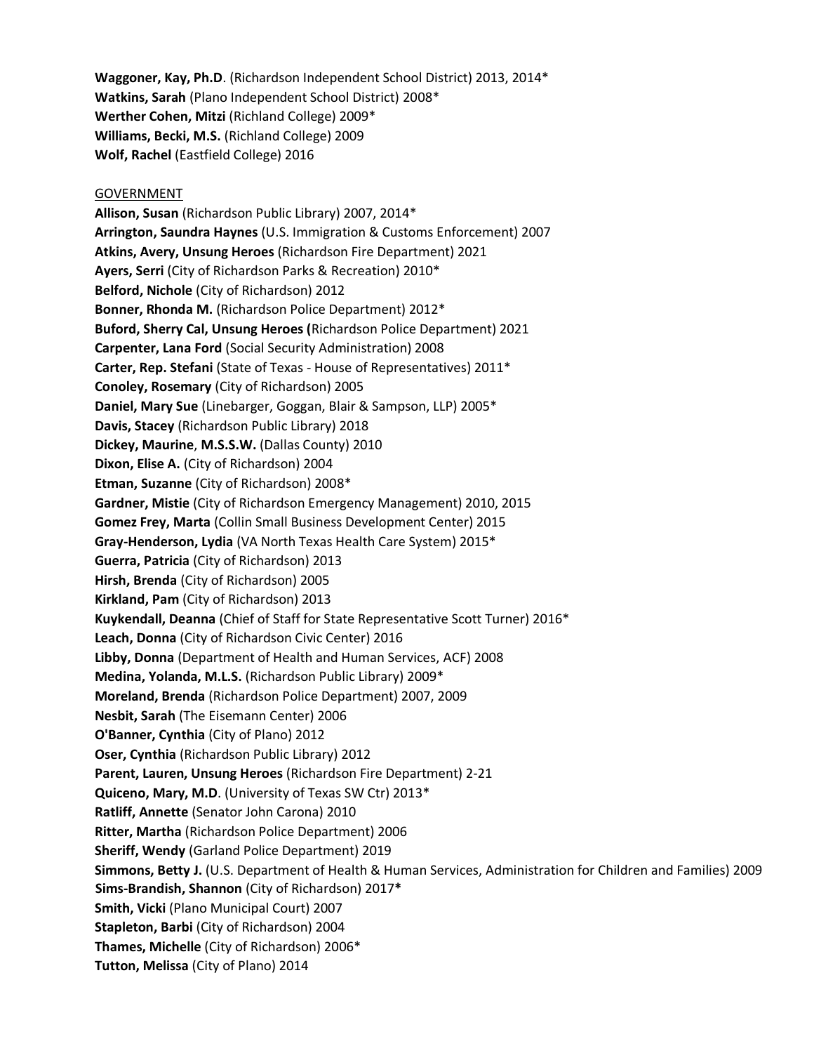**Waggoner, Kay, Ph.D**. (Richardson Independent School District) 2013, 2014*
**Watkins, Sarah** (Plano Independent School District) 2008*
**Werther Cohen, Mitzi** (Richland College) 2009*
**Williams, Becki, M.S.** (Richland College) 2009
**Wolf, Rachel** (Eastfield College) 2016

<u>GOVERNMENT</u>

**Allison, Susan** (Richardson Public Library) 2007, 2014*
**Arrington, Saundra Haynes** (U.S. Immigration & Customs Enforcement) 2007
**Atkins, Avery, Unsung Heroes** (Richardson Fire Department) 2021
**Ayers, Serri** (City of Richardson Parks & Recreation) 2010*
**Belford, Nichole** (City of Richardson) 2012
**Bonner, Rhonda M.** (Richardson Police Department) 2012*
**Buford, Sherry Cal, Unsung Heroes (**Richardson Police Department) 2021
**Carpenter, Lana Ford** (Social Security Administration) 2008
**Carter, Rep. Stefani** (State of Texas - House of Representatives) 2011*
**Conoley, Rosemary** (City of Richardson) 2005
**Daniel, Mary Sue** (Linebarger, Goggan, Blair & Sampson, LLP) 2005*
**Davis, Stacey** (Richardson Public Library) 2018
**Dickey, Maurine**, **M.S.S.W.** (Dallas County) 2010
**Dixon, Elise A.** (City of Richardson) 2004
**Etman, Suzanne** (City of Richardson) 2008*
**Gardner, Mistie** (City of Richardson Emergency Management) 2010, 2015
**Gomez Frey, Marta** (Collin Small Business Development Center) 2015
**Gray-Henderson, Lydia** (VA North Texas Health Care System) 2015*
**Guerra, Patricia** (City of Richardson) 2013
**Hirsh, Brenda** (City of Richardson) 2005
**Kirkland, Pam** (City of Richardson) 2013
**Kuykendall, Deanna** (Chief of Staff for State Representative Scott Turner) 2016*
**Leach, Donna** (City of Richardson Civic Center) 2016
**Libby, Donna** (Department of Health and Human Services, ACF) 2008
**Medina, Yolanda, M.L.S.** (Richardson Public Library) 2009*
**Moreland, Brenda** (Richardson Police Department) 2007, 2009
**Nesbit, Sarah** (The Eisemann Center) 2006
**O'Banner, Cynthia** (City of Plano) 2012
**Oser, Cynthia** (Richardson Public Library) 2012
**Parent, Lauren, Unsung Heroes** (Richardson Fire Department) 2-21
**Quiceno, Mary, M.D**. (University of Texas SW Ctr) 2013*
**Ratliff, Annette** (Senator John Carona) 2010
**Ritter, Martha** (Richardson Police Department) 2006
**Sheriff, Wendy** (Garland Police Department) 2019
**Simmons, Betty J.** (U.S. Department of Health & Human Services, Administration for Children and Families) 2009
**Sims-Brandish, Shannon** (City of Richardson) 2017**\***
**Smith, Vicki** (Plano Municipal Court) 2007
**Stapleton, Barbi** (City of Richardson) 2004
**Thames, Michelle** (City of Richardson) 2006*
**Tutton, Melissa** (City of Plano) 2014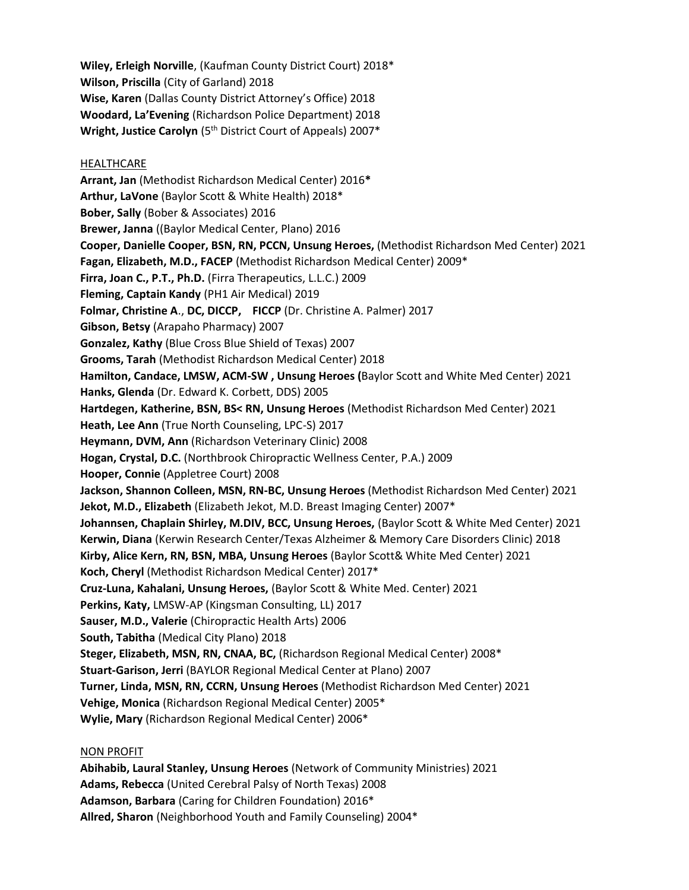**Wiley, Erleigh Norville**, (Kaufman County District Court) 2018*
**Wilson, Priscilla** (City of Garland) 2018
**Wise, Karen** (Dallas County District Attorney's Office) 2018
**Woodard, La'Evening** (Richardson Police Department) 2018
**Wright, Justice Carolyn** (5th District Court of Appeals) 2007*

HEALTHCARE

**Arrant, Jan** (Methodist Richardson Medical Center) 2016*
**Arthur, LaVone** (Baylor Scott & White Health) 2018*
**Bober, Sally** (Bober & Associates) 2016
**Brewer, Janna** ((Baylor Medical Center, Plano) 2016
**Cooper, Danielle Cooper, BSN, RN, PCCN, Unsung Heroes,** (Methodist Richardson Med Center) 2021
**Fagan, Elizabeth, M.D., FACEP** (Methodist Richardson Medical Center) 2009*
**Firra, Joan C., P.T., Ph.D.** (Firra Therapeutics, L.L.C.) 2009
**Fleming, Captain Kandy** (PH1 Air Medical) 2019
**Folmar, Christine A., DC, DICCP, FICCP** (Dr. Christine A. Palmer) 2017
**Gibson, Betsy** (Arapaho Pharmacy) 2007
**Gonzalez, Kathy** (Blue Cross Blue Shield of Texas) 2007
**Grooms, Tarah** (Methodist Richardson Medical Center) 2018
**Hamilton, Candace, LMSW, ACM-SW , Unsung Heroes (**Baylor Scott and White Med Center) 2021
**Hanks, Glenda** (Dr. Edward K. Corbett, DDS) 2005
**Hartdegen, Katherine, BSN, BS< RN, Unsung Heroes** (Methodist Richardson Med Center) 2021
**Heath, Lee Ann** (True North Counseling, LPC-S) 2017
**Heymann, DVM, Ann** (Richardson Veterinary Clinic) 2008
**Hogan, Crystal, D.C.** (Northbrook Chiropractic Wellness Center, P.A.) 2009
**Hooper, Connie** (Appletree Court) 2008
**Jackson, Shannon Colleen, MSN, RN-BC, Unsung Heroes** (Methodist Richardson Med Center) 2021
**Jekot, M.D., Elizabeth** (Elizabeth Jekot, M.D. Breast Imaging Center) 2007*
**Johannsen, Chaplain Shirley, M.DIV, BCC, Unsung Heroes,** (Baylor Scott & White Med Center) 2021
**Kerwin, Diana** (Kerwin Research Center/Texas Alzheimer & Memory Care Disorders Clinic) 2018
**Kirby, Alice Kern, RN, BSN, MBA, Unsung Heroes** (Baylor Scott& White Med Center) 2021
**Koch, Cheryl** (Methodist Richardson Medical Center) 2017*
**Cruz-Luna, Kahalani, Unsung Heroes,** (Baylor Scott & White Med. Center) 2021
**Perkins, Katy,** LMSW-AP (Kingsman Consulting, LL) 2017
**Sauser, M.D., Valerie** (Chiropractic Health Arts) 2006
**South, Tabitha** (Medical City Plano) 2018
**Steger, Elizabeth, MSN, RN, CNAA, BC,** (Richardson Regional Medical Center) 2008*
**Stuart-Garison, Jerri** (BAYLOR Regional Medical Center at Plano) 2007
**Turner, Linda, MSN, RN, CCRN, Unsung Heroes** (Methodist Richardson Med Center) 2021
**Vehige, Monica** (Richardson Regional Medical Center) 2005*
**Wylie, Mary** (Richardson Regional Medical Center) 2006*

NON PROFIT

**Abihabib, Laural Stanley, Unsung Heroes** (Network of Community Ministries) 2021
**Adams, Rebecca** (United Cerebral Palsy of North Texas) 2008
**Adamson, Barbara** (Caring for Children Foundation) 2016*
**Allred, Sharon** (Neighborhood Youth and Family Counseling) 2004*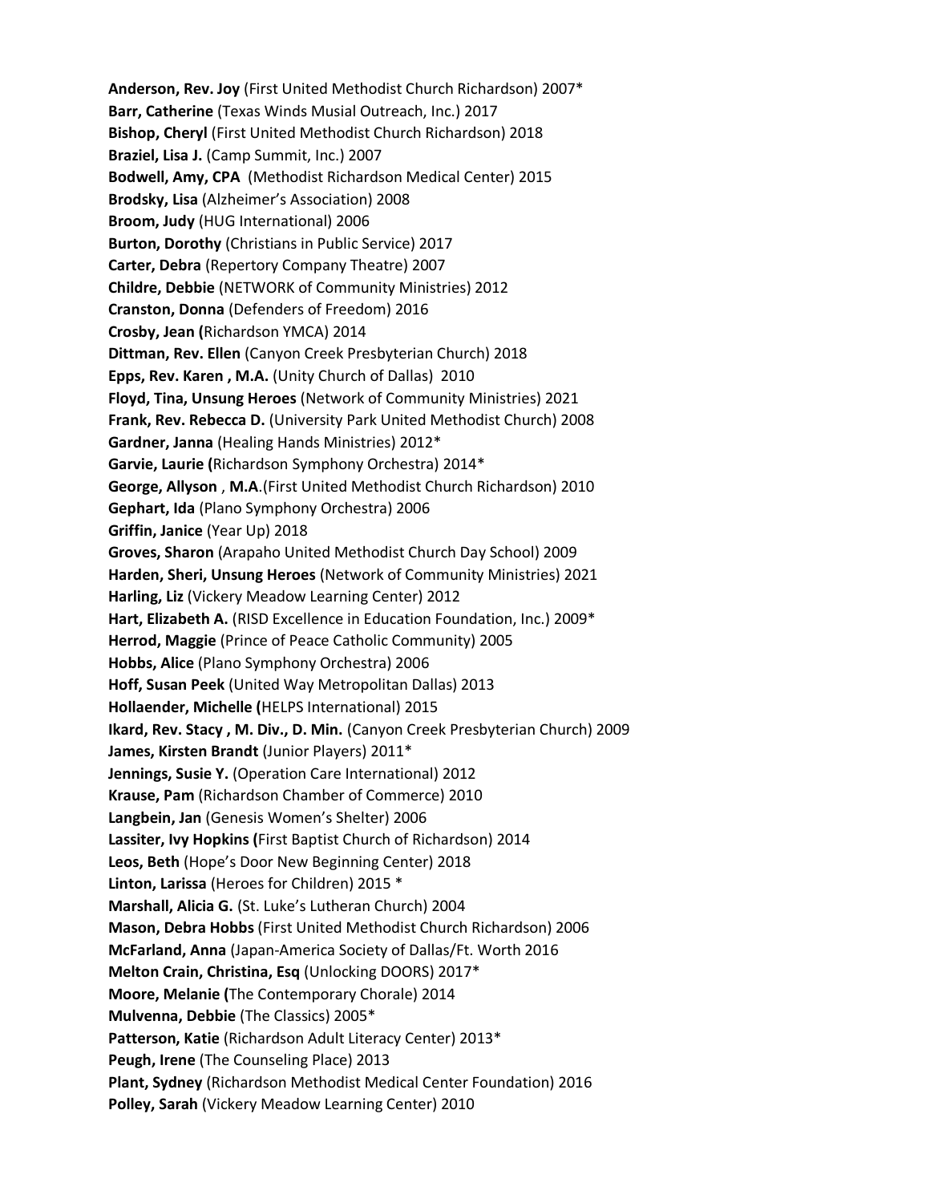**Anderson, Rev. Joy** (First United Methodist Church Richardson) 2007*
**Barr, Catherine** (Texas Winds Musial Outreach, Inc.) 2017
**Bishop, Cheryl** (First United Methodist Church Richardson) 2018
**Braziel, Lisa J.** (Camp Summit, Inc.) 2007
**Bodwell, Amy, CPA** (Methodist Richardson Medical Center) 2015
**Brodsky, Lisa** (Alzheimer's Association) 2008
**Broom, Judy** (HUG International) 2006
**Burton, Dorothy** (Christians in Public Service) 2017
**Carter, Debra** (Repertory Company Theatre) 2007
**Childre, Debbie** (NETWORK of Community Ministries) 2012
**Cranston, Donna** (Defenders of Freedom) 2016
**Crosby, Jean (**Richardson YMCA) 2014
**Dittman, Rev. Ellen** (Canyon Creek Presbyterian Church) 2018
**Epps, Rev. Karen , M.A.** (Unity Church of Dallas) 2010
**Floyd, Tina, Unsung Heroes** (Network of Community Ministries) 2021
**Frank, Rev. Rebecca D.** (University Park United Methodist Church) 2008
**Gardner, Janna** (Healing Hands Ministries) 2012*
**Garvie, Laurie (**Richardson Symphony Orchestra) 2014*
**George, Allyson** , **M.A**.(First United Methodist Church Richardson) 2010
**Gephart, Ida** (Plano Symphony Orchestra) 2006
**Griffin, Janice** (Year Up) 2018
**Groves, Sharon** (Arapaho United Methodist Church Day School) 2009
**Harden, Sheri, Unsung Heroes** (Network of Community Ministries) 2021
**Harling, Liz** (Vickery Meadow Learning Center) 2012
**Hart, Elizabeth A.** (RISD Excellence in Education Foundation, Inc.) 2009*
**Herrod, Maggie** (Prince of Peace Catholic Community) 2005
**Hobbs, Alice** (Plano Symphony Orchestra) 2006
**Hoff, Susan Peek** (United Way Metropolitan Dallas) 2013
**Hollaender, Michelle (**HELPS International) 2015
**Ikard, Rev. Stacy , M. Div., D. Min.** (Canyon Creek Presbyterian Church) 2009
**James, Kirsten Brandt** (Junior Players) 2011*
**Jennings, Susie Y.** (Operation Care International) 2012
**Krause, Pam** (Richardson Chamber of Commerce) 2010
**Langbein, Jan** (Genesis Women's Shelter) 2006
**Lassiter, Ivy Hopkins (**First Baptist Church of Richardson) 2014
**Leos, Beth** (Hope's Door New Beginning Center) 2018
**Linton, Larissa** (Heroes for Children) 2015 *
**Marshall, Alicia G.** (St. Luke's Lutheran Church) 2004
**Mason, Debra Hobbs** (First United Methodist Church Richardson) 2006
**McFarland, Anna** (Japan-America Society of Dallas/Ft. Worth 2016
**Melton Crain, Christina, Esq** (Unlocking DOORS) 2017*
**Moore, Melanie (**The Contemporary Chorale) 2014
**Mulvenna, Debbie** (The Classics) 2005*
**Patterson, Katie** (Richardson Adult Literacy Center) 2013*
**Peugh, Irene** (The Counseling Place) 2013
**Plant, Sydney** (Richardson Methodist Medical Center Foundation) 2016
**Polley, Sarah** (Vickery Meadow Learning Center) 2010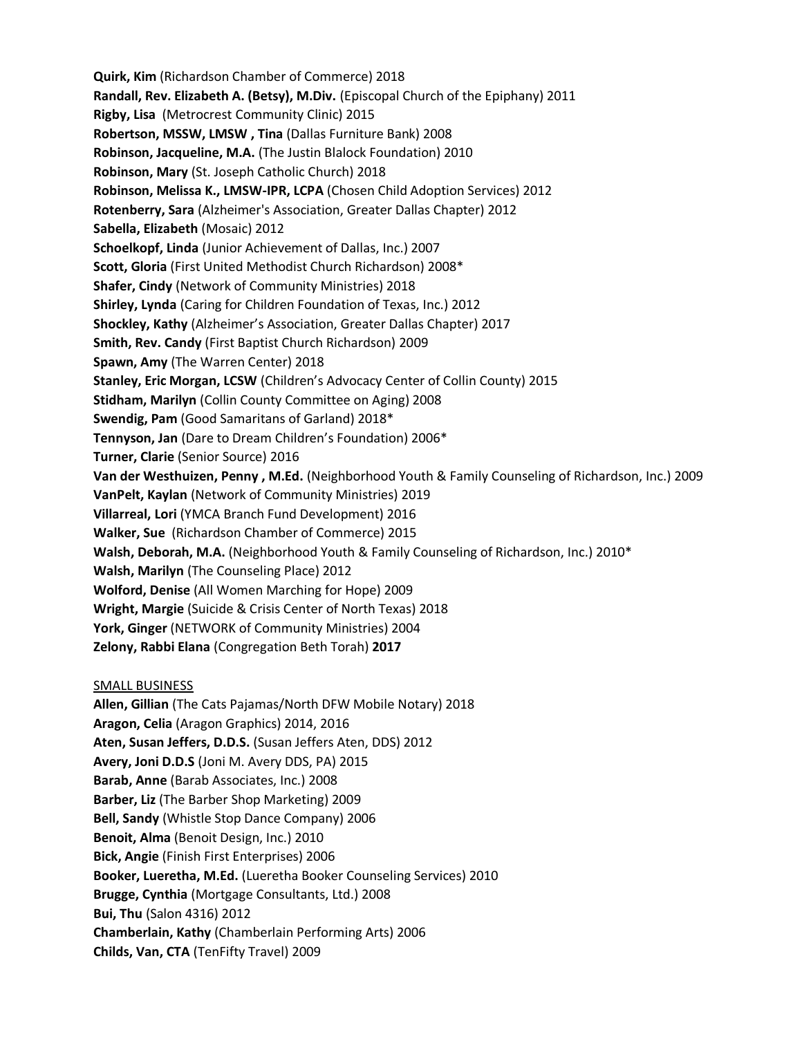**Quirk, Kim** (Richardson Chamber of Commerce) 2018
**Randall, Rev. Elizabeth A. (Betsy), M.Div.** (Episcopal Church of the Epiphany) 2011
**Rigby, Lisa** (Metrocrest Community Clinic) 2015
**Robertson, MSSW, LMSW , Tina** (Dallas Furniture Bank) 2008
**Robinson, Jacqueline, M.A.** (The Justin Blalock Foundation) 2010
**Robinson, Mary** (St. Joseph Catholic Church) 2018
**Robinson, Melissa K., LMSW-IPR, LCPA** (Chosen Child Adoption Services) 2012
**Rotenberry, Sara** (Alzheimer's Association, Greater Dallas Chapter) 2012
**Sabella, Elizabeth** (Mosaic) 2012
**Schoelkopf, Linda** (Junior Achievement of Dallas, Inc.) 2007
**Scott, Gloria** (First United Methodist Church Richardson) 2008*
**Shafer, Cindy** (Network of Community Ministries) 2018
**Shirley, Lynda** (Caring for Children Foundation of Texas, Inc.) 2012
**Shockley, Kathy** (Alzheimer's Association, Greater Dallas Chapter) 2017
**Smith, Rev. Candy** (First Baptist Church Richardson) 2009
**Spawn, Amy** (The Warren Center) 2018
**Stanley, Eric Morgan, LCSW** (Children's Advocacy Center of Collin County) 2015
**Stidham, Marilyn** (Collin County Committee on Aging) 2008
**Swendig, Pam** (Good Samaritans of Garland) 2018*
**Tennyson, Jan** (Dare to Dream Children's Foundation) 2006*
**Turner, Clarie** (Senior Source) 2016
**Van der Westhuizen, Penny , M.Ed.** (Neighborhood Youth & Family Counseling of Richardson, Inc.) 2009
**VanPelt, Kaylan** (Network of Community Ministries) 2019
**Villarreal, Lori** (YMCA Branch Fund Development) 2016
**Walker, Sue** (Richardson Chamber of Commerce) 2015
**Walsh, Deborah, M.A.** (Neighborhood Youth & Family Counseling of Richardson, Inc.) 2010*
**Walsh, Marilyn** (The Counseling Place) 2012
**Wolford, Denise** (All Women Marching for Hope) 2009
**Wright, Margie** (Suicide & Crisis Center of North Texas) 2018
**York, Ginger** (NETWORK of Community Ministries) 2004
**Zelony, Rabbi Elana** (Congregation Beth Torah) **2017**

SMALL BUSINESS

**Allen, Gillian** (The Cats Pajamas/North DFW Mobile Notary) 2018
**Aragon, Celia** (Aragon Graphics) 2014, 2016
**Aten, Susan Jeffers, D.D.S.** (Susan Jeffers Aten, DDS) 2012
**Avery, Joni D.D.S** (Joni M. Avery DDS, PA) 2015
**Barab, Anne** (Barab Associates, Inc.) 2008
**Barber, Liz** (The Barber Shop Marketing) 2009
**Bell, Sandy** (Whistle Stop Dance Company) 2006
**Benoit, Alma** (Benoit Design, Inc.) 2010
**Bick, Angie** (Finish First Enterprises) 2006
**Booker, Lueretha, M.Ed.** (Lueretha Booker Counseling Services) 2010
**Brugge, Cynthia** (Mortgage Consultants, Ltd.) 2008
**Bui, Thu** (Salon 4316) 2012
**Chamberlain, Kathy** (Chamberlain Performing Arts) 2006
**Childs, Van, CTA** (TenFifty Travel) 2009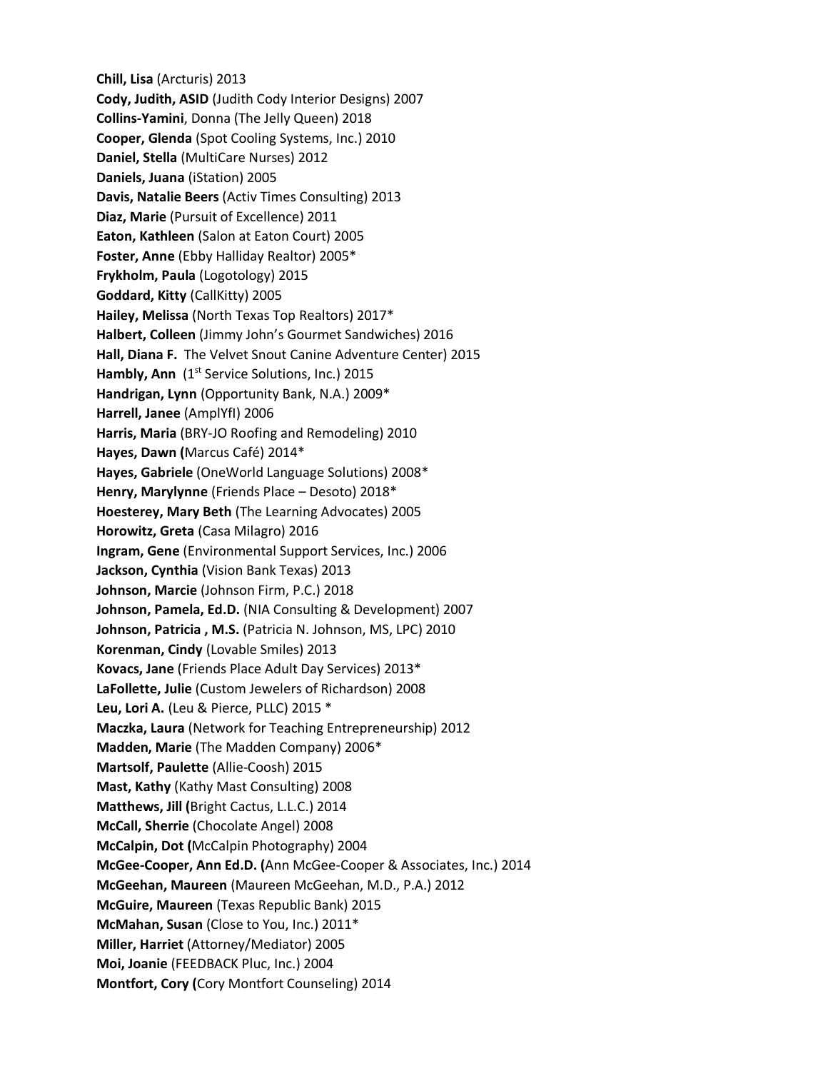**Chill, Lisa** (Arcturis) 2013
**Cody, Judith, ASID** (Judith Cody Interior Designs) 2007
**Collins-Yamini**, Donna (The Jelly Queen) 2018
**Cooper, Glenda** (Spot Cooling Systems, Inc.) 2010
**Daniel, Stella** (MultiCare Nurses) 2012
**Daniels, Juana** (iStation) 2005
**Davis, Natalie Beers** (Activ Times Consulting) 2013
**Diaz, Marie** (Pursuit of Excellence) 2011
**Eaton, Kathleen** (Salon at Eaton Court) 2005
**Foster, Anne** (Ebby Halliday Realtor) 2005*
**Frykholm, Paula** (Logotology) 2015
**Goddard, Kitty** (CallKitty) 2005
**Hailey, Melissa** (North Texas Top Realtors) 2017*
**Halbert, Colleen** (Jimmy John's Gourmet Sandwiches) 2016
**Hall, Diana F.** The Velvet Snout Canine Adventure Center) 2015
**Hambly, Ann** (1st Service Solutions, Inc.) 2015
**Handrigan, Lynn** (Opportunity Bank, N.A.) 2009*
**Harrell, Janee** (AmplYfI) 2006
**Harris, Maria** (BRY-JO Roofing and Remodeling) 2010
**Hayes, Dawn (**Marcus Café) 2014*
**Hayes, Gabriele** (OneWorld Language Solutions) 2008*
**Henry, Marylynne** (Friends Place – Desoto) 2018*
**Hoesterey, Mary Beth** (The Learning Advocates) 2005
**Horowitz, Greta** (Casa Milagro) 2016
**Ingram, Gene** (Environmental Support Services, Inc.) 2006
**Jackson, Cynthia** (Vision Bank Texas) 2013
**Johnson, Marcie** (Johnson Firm, P.C.) 2018
**Johnson, Pamela, Ed.D.** (NIA Consulting & Development) 2007
**Johnson, Patricia , M.S.** (Patricia N. Johnson, MS, LPC) 2010
**Korenman, Cindy** (Lovable Smiles) 2013
**Kovacs, Jane** (Friends Place Adult Day Services) 2013*
**LaFollette, Julie** (Custom Jewelers of Richardson) 2008
**Leu, Lori A.** (Leu & Pierce, PLLC) 2015 *
**Maczka, Laura** (Network for Teaching Entrepreneurship) 2012
**Madden, Marie** (The Madden Company) 2006*
**Martsolf, Paulette** (Allie-Coosh) 2015
**Mast, Kathy** (Kathy Mast Consulting) 2008
**Matthews, Jill (**Bright Cactus, L.L.C.) 2014
**McCall, Sherrie** (Chocolate Angel) 2008
**McCalpin, Dot (**McCalpin Photography) 2004
**McGee-Cooper, Ann Ed.D. (**Ann McGee-Cooper & Associates, Inc.) 2014
**McGeehan, Maureen** (Maureen McGeehan, M.D., P.A.) 2012
**McGuire, Maureen** (Texas Republic Bank) 2015
**McMahan, Susan** (Close to You, Inc.) 2011*
**Miller, Harriet** (Attorney/Mediator) 2005
**Moi, Joanie** (FEEDBACK Pluc, Inc.) 2004
**Montfort, Cory (**Cory Montfort Counseling) 2014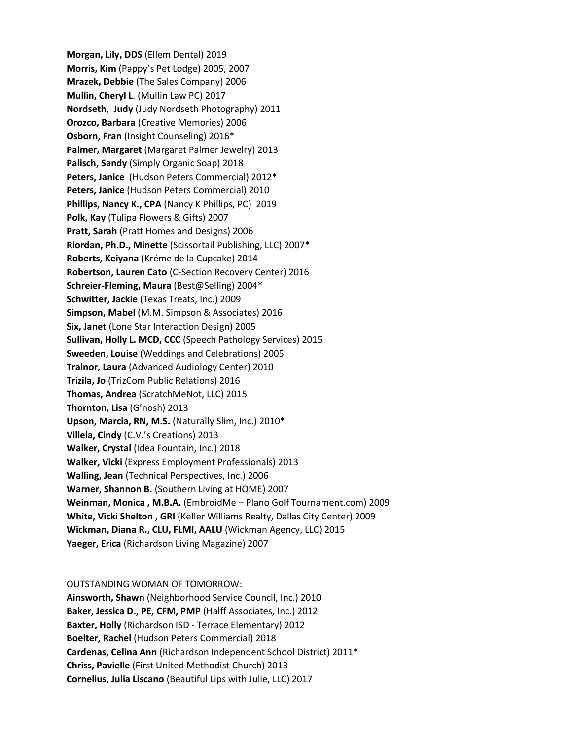**Morgan, Lily, DDS** (Ellem Dental) 2019
**Morris, Kim** (Pappy's Pet Lodge) 2005, 2007
**Mrazek, Debbie** (The Sales Company) 2006
**Mullin, Cheryl L**. (Mullin Law PC) 2017
**Nordseth, Judy** (Judy Nordseth Photography) 2011
**Orozco, Barbara** (Creative Memories) 2006
**Osborn, Fran** (Insight Counseling) 2016*
**Palmer, Margaret** (Margaret Palmer Jewelry) 2013
**Palisch, Sandy** (Simply Organic Soap) 2018
**Peters, Janice** (Hudson Peters Commercial) 2012*
**Peters, Janice** (Hudson Peters Commercial) 2010
**Phillips, Nancy K., CPA** (Nancy K Phillips, PC) 2019
**Polk, Kay** (Tulipa Flowers & Gifts) 2007
**Pratt, Sarah** (Pratt Homes and Designs) 2006
**Riordan, Ph.D., Minette** (Scissortail Publishing, LLC) 2007*
**Roberts, Keiyana (**Kréme de la Cupcake) 2014
**Robertson, Lauren Cato** (C-Section Recovery Center) 2016
**Schreier-Fleming, Maura** (Best@Selling) 2004*
**Schwitter, Jackie** (Texas Treats, Inc.) 2009
**Simpson, Mabel** (M.M. Simpson & Associates) 2016
**Six, Janet** (Lone Star Interaction Design) 2005
**Sullivan, Holly L. MCD, CCC** (Speech Pathology Services) 2015
**Sweeden, Louise** (Weddings and Celebrations) 2005
**Trainor, Laura** (Advanced Audiology Center) 2010
**Trizila, Jo** (TrizCom Public Relations) 2016
**Thomas, Andrea** (ScratchMeNot, LLC) 2015
**Thornton, Lisa** (G'nosh) 2013
**Upson, Marcia, RN, M.S.** (Naturally Slim, Inc.) 2010*
**Villela, Cindy** (C.V.'s Creations) 2013
**Walker, Crystal** (Idea Fountain, Inc.) 2018
**Walker, Vicki** (Express Employment Professionals) 2013
**Walling, Jean** (Technical Perspectives, Inc.) 2006
**Warner, Shannon B.** (Southern Living at HOME) 2007
**Weinman, Monica , M.B.A.** (EmbroidMe – Plano Golf Tournament.com) 2009
**White, Vicki Shelton , GRI** (Keller Williams Realty, Dallas City Center) 2009
**Wickman, Diana R., CLU, FLMI, AALU** (Wickman Agency, LLC) 2015
**Yaeger, Erica** (Richardson Living Magazine) 2007

<u>OUTSTANDING WOMAN OF TOMORROW</u>:

**Ainsworth, Shawn** (Neighborhood Service Council, Inc.) 2010
**Baker, Jessica D., PE, CFM, PMP** (Halff Associates, Inc.) 2012
**Baxter, Holly** (Richardson ISD - Terrace Elementary) 2012
**Boelter, Rachel** (Hudson Peters Commercial) 2018
**Cardenas, Celina Ann** (Richardson Independent School District) 2011*
**Chriss, Pavielle** (First United Methodist Church) 2013
**Cornelius, Julia Liscano** (Beautiful Lips with Julie, LLC) 2017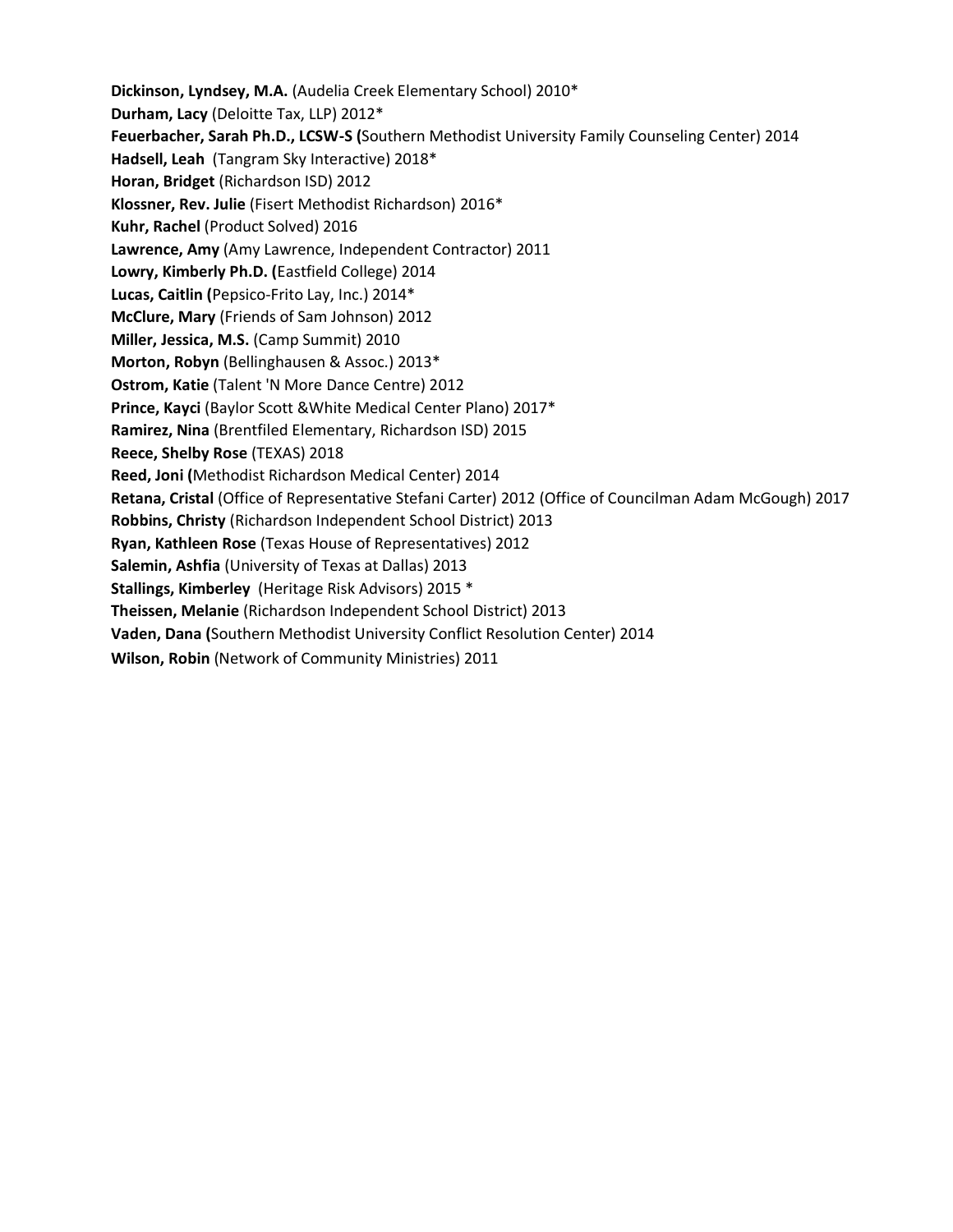**Dickinson, Lyndsey, M.A.** (Audelia Creek Elementary School) 2010*
**Durham, Lacy** (Deloitte Tax, LLP) 2012*
**Feuerbacher, Sarah Ph.D., LCSW-S (**Southern Methodist University Family Counseling Center) 2014
**Hadsell, Leah** (Tangram Sky Interactive) 2018*
**Horan, Bridget** (Richardson ISD) 2012
**Klossner, Rev. Julie** (Fisert Methodist Richardson) 2016*
**Kuhr, Rachel** (Product Solved) 2016
**Lawrence, Amy** (Amy Lawrence, Independent Contractor) 2011
**Lowry, Kimberly Ph.D. (**Eastfield College) 2014
**Lucas, Caitlin (**Pepsico-Frito Lay, Inc.) 2014*
**McClure, Mary** (Friends of Sam Johnson) 2012
**Miller, Jessica, M.S.** (Camp Summit) 2010
**Morton, Robyn** (Bellinghausen & Assoc.) 2013*
**Ostrom, Katie** (Talent 'N More Dance Centre) 2012
**Prince, Kayci** (Baylor Scott &White Medical Center Plano) 2017*
**Ramirez, Nina** (Brentfiled Elementary, Richardson ISD) 2015
**Reece, Shelby Rose** (TEXAS) 2018
**Reed, Joni (**Methodist Richardson Medical Center) 2014
**Retana, Cristal** (Office of Representative Stefani Carter) 2012 (Office of Councilman Adam McGough) 2017
**Robbins, Christy** (Richardson Independent School District) 2013
**Ryan, Kathleen Rose** (Texas House of Representatives) 2012
**Salemin, Ashfia** (University of Texas at Dallas) 2013
**Stallings, Kimberley** (Heritage Risk Advisors) 2015 *
**Theissen, Melanie** (Richardson Independent School District) 2013
**Vaden, Dana (**Southern Methodist University Conflict Resolution Center) 2014
**Wilson, Robin** (Network of Community Ministries) 2011